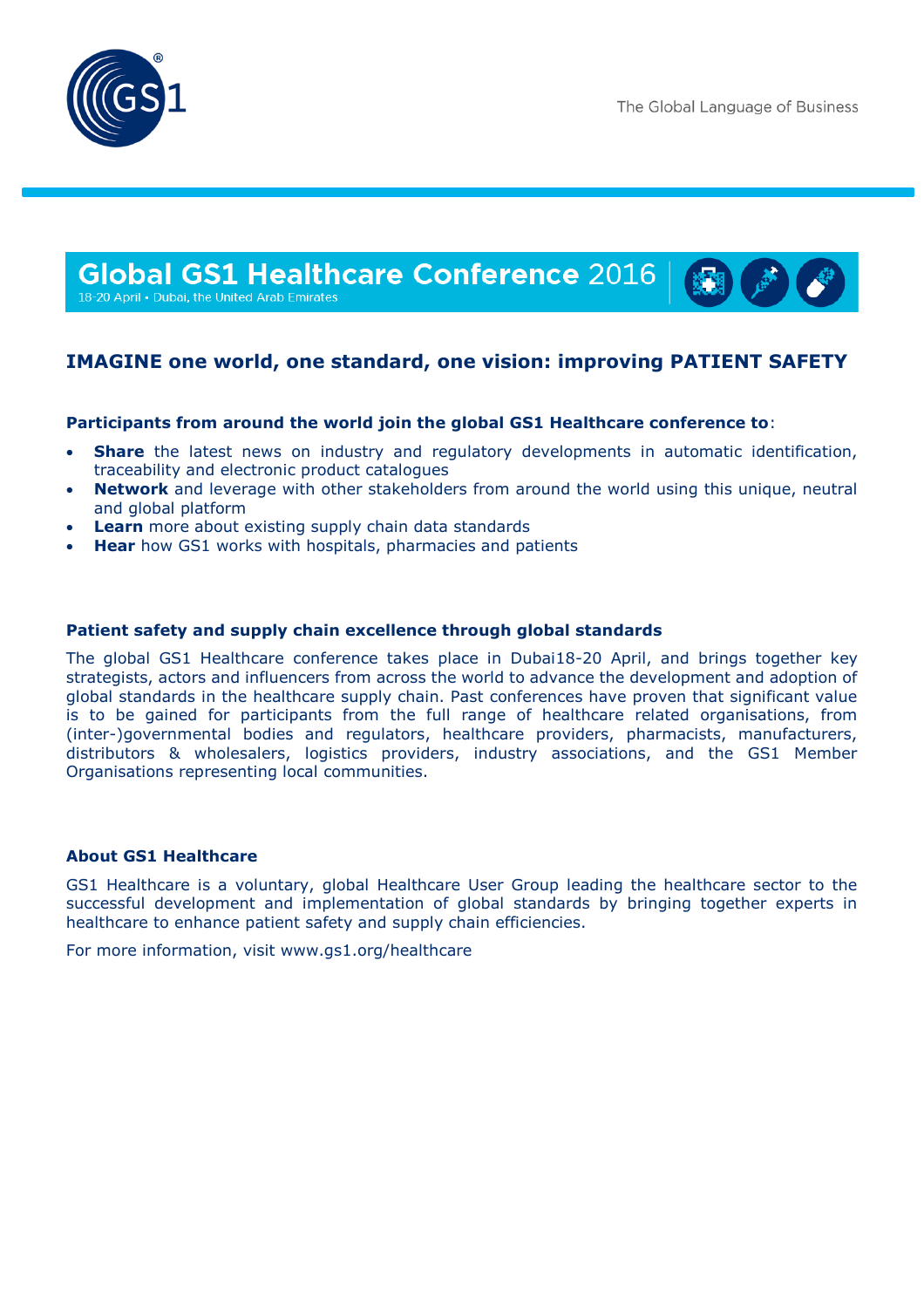The Global Language of Business

# Global GS1 Healthcare Conference 2016

18-20 April • Dubai, the United Arab Emirates

## IMAGINE one world, one standard, one vision: improving PATIENT SAFETY

**Participants from around the world join the global GS1 Healthcare conference to**:

- **Share** the latest news on industry and regulatory developments in automatic identification, traceability and electronic product catalogues
- **Network** and leverage with other stakeholders from around the world using this unique, neutral and global platform
- **Learn** more about existing supply chain data standards
- **Hear** how GS1 works with hospitals, pharmacies and patients

### Patient safety and supply chain excellence through global standards

The global GS1 Healthcare conference takes place in Dubai18-20 April, and brings together key strategists, actors and influencers from across the world to advance the development and adoption of global standards in the healthcare supply chain. Past conferences have proven that significant value is to be gained for participants from the full range of healthcare related organisations, from (inter-)governmental bodies and regulators, healthcare providers, pharmacists, manufacturers, distributors & wholesalers, logistics providers, industry associations, and the GS1 Member Organisations representing local communities.

### About GS1 Healthcare

GS1 Healthcare is a voluntary, global Healthcare User Group leading the healthcare sector to the successful development and implementation of global standards by bringing together experts in healthcare to enhance patient safety and supply chain efficiencies.

For more information, visit www.gs1.org/healthcare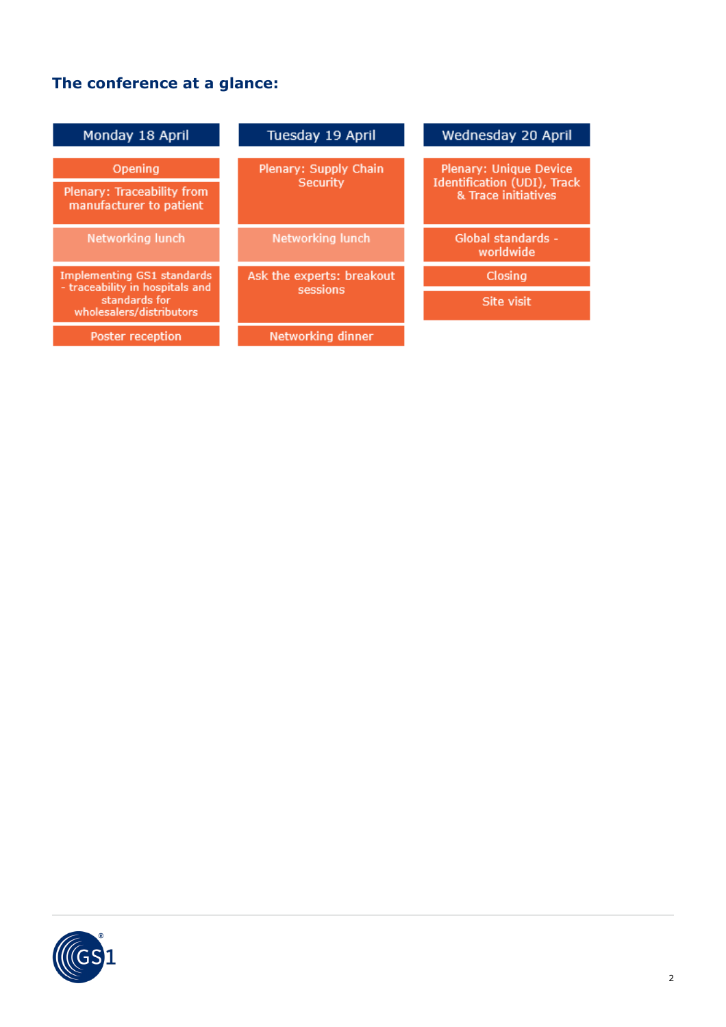### The conference at a glance:

| Monday 18 April | Tuesday 19 April | Wednesday 20 April |
|---|---|---|
| Opening | Plenary: Supply Chain Security | Plenary: Unique Device Identification (UDI), Track & Trace initiatives |
| Plenary: Traceability from manufacturer to patient | | |
| Networking lunch | Networking lunch | Global standards - worldwide |
| Implementing GS1 standards - traceability in hospitals and standards for wholesalers/distributors | Ask the experts: breakout sessions | Closing |
| | | Site visit |
| Poster reception | Networking dinner | |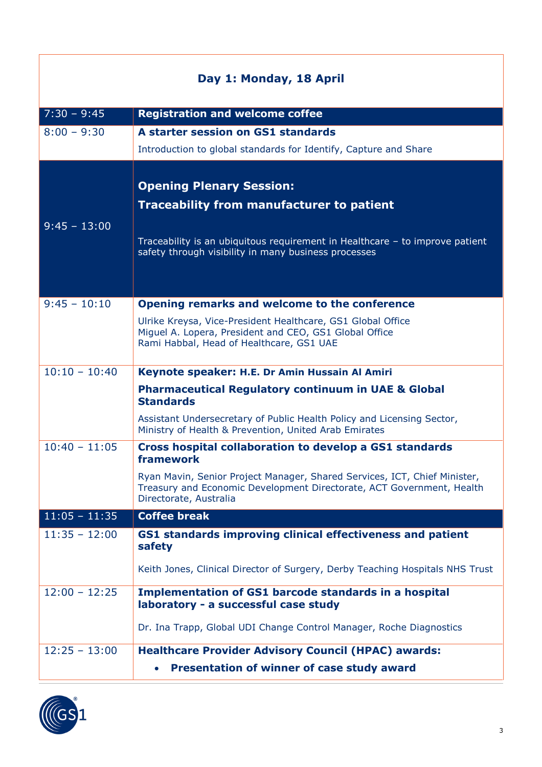## Day 1: Monday, 18 April

| Time | Session |
|---|---|
| 7:30 – 9:45 | **Registration and welcome coffee** |
| 8:00 – 9:30 | **A starter session on GS1 standards**<br>Introduction to global standards for Identify, Capture and Share |
| 9:45 – 13:00 | **Opening Plenary Session:**<br>**Traceability from manufacturer to patient**<br>Traceability is an ubiquitous requirement in Healthcare – to improve patient safety through visibility in many business processes |
| 9:45 – 10:10 | **Opening remarks and welcome to the conference**<br>Ulrike Kreysa, Vice-President Healthcare, GS1 Global Office<br>Miguel A. Lopera, President and CEO, GS1 Global Office<br>Rami Habbal, Head of Healthcare, GS1 UAE |
| 10:10 – 10:40 | **Keynote speaker: H.E. Dr Amin Hussain Al Amiri**<br>**Pharmaceutical Regulatory continuum in UAE & Global Standards**<br>Assistant Undersecretary of Public Health Policy and Licensing Sector, Ministry of Health & Prevention, United Arab Emirates |
| 10:40 – 11:05 | **Cross hospital collaboration to develop a GS1 standards framework**<br>Ryan Mavin, Senior Project Manager, Shared Services, ICT, Chief Minister, Treasury and Economic Development Directorate, ACT Government, Health Directorate, Australia |
| 11:05 – 11:35 | **Coffee break** |
| 11:35 – 12:00 | **GS1 standards improving clinical effectiveness and patient safety**<br>Keith Jones, Clinical Director of Surgery, Derby Teaching Hospitals NHS Trust |
| 12:00 – 12:25 | **Implementation of GS1 barcode standards in a hospital laboratory - a successful case study**<br>Dr. Ina Trapp, Global UDI Change Control Manager, Roche Diagnostics |
| 12:25 – 13:00 | **Healthcare Provider Advisory Council (HPAC) awards:**<br>• **Presentation of winner of case study award** |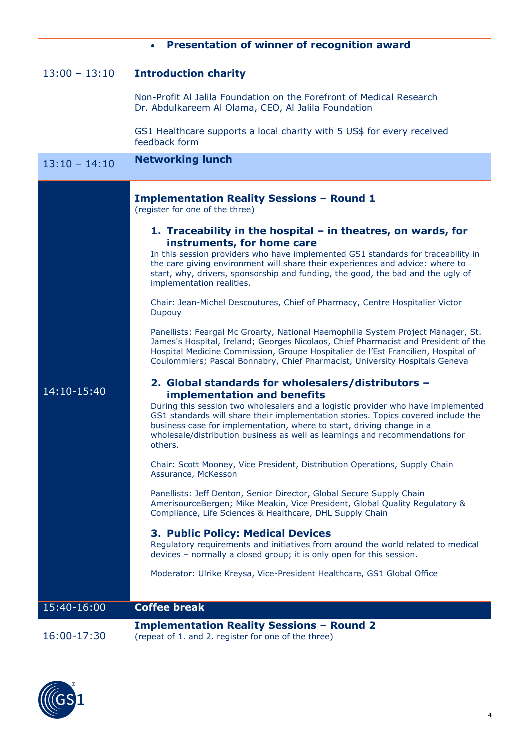| | |
|---|---|
| | • **Presentation of winner of recognition award** |
| 13:00 – 13:10 | **Introduction charity**<br><br>Non-Profit Al Jalila Foundation on the Forefront of Medical Research<br>Dr. Abdulkareem Al Olama, CEO, Al Jalila Foundation<br><br>GS1 Healthcare supports a local charity with 5 US$ for every received feedback form |
| 13:10 – 14:10 | **Networking lunch** |
| 14:10-15:40 | **Implementation Reality Sessions – Round 1**<br>(register for one of the three)<br><br>**1. Traceability in the hospital – in theatres, on wards, for instruments, for home care**<br>In this session providers who have implemented GS1 standards for traceability in the care giving environment will share their experiences and advice: where to start, why, drivers, sponsorship and funding, the good, the bad and the ugly of implementation realities.<br><br>Chair: Jean-Michel Descoutures, Chief of Pharmacy, Centre Hospitalier Victor Dupouy<br><br>Panellists: Feargal Mc Groarty, National Haemophilia System Project Manager, St. James's Hospital, Ireland; Georges Nicolaos, Chief Pharmacist and President of the Hospital Medicine Commission, Groupe Hospitalier de l'Est Francilien, Hospital of Coulommiers; Pascal Bonnabry, Chief Pharmacist, University Hospitals Geneva<br><br>**2. Global standards for wholesalers/distributors – implementation and benefits**<br>During this session two wholesalers and a logistic provider who have implemented GS1 standards will share their implementation stories. Topics covered include the business case for implementation, where to start, driving change in a wholesale/distribution business as well as learnings and recommendations for others.<br><br>Chair: Scott Mooney, Vice President, Distribution Operations, Supply Chain Assurance, McKesson<br><br>Panellists: Jeff Denton, Senior Director, Global Secure Supply Chain AmerisourceBergen; Mike Meakin, Vice President, Global Quality Regulatory & Compliance, Life Sciences & Healthcare, DHL Supply Chain<br><br>**3. Public Policy: Medical Devices**<br>Regulatory requirements and initiatives from around the world related to medical devices – normally a closed group; it is only open for this session.<br><br>Moderator: Ulrike Kreysa, Vice-President Healthcare, GS1 Global Office |
| 15:40-16:00 | **Coffee break** |
| 16:00-17:30 | **Implementation Reality Sessions – Round 2**<br>(repeat of 1. and 2. register for one of the three) |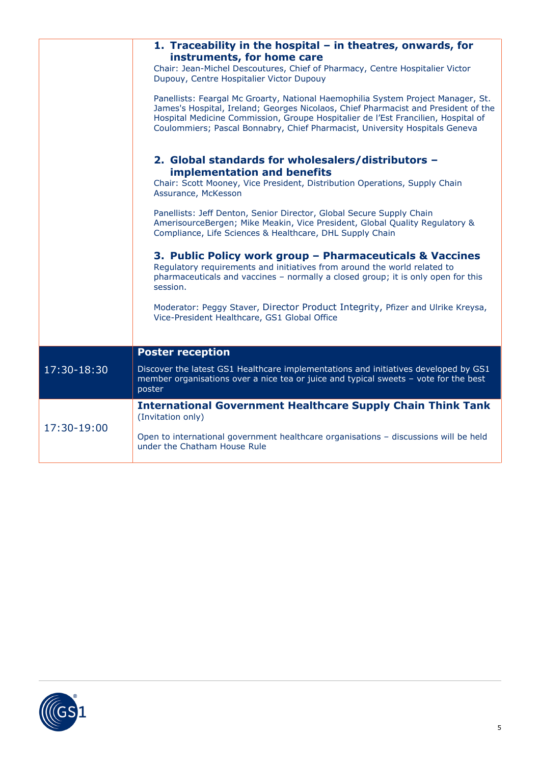| | |
|---|---|
| | **1. Traceability in the hospital – in theatres, onwards, for instruments, for home care**<br>Chair: Jean-Michel Descoutures, Chief of Pharmacy, Centre Hospitalier Victor Dupouy, Centre Hospitalier Victor Dupouy<br><br>Panellists: Feargal Mc Groarty, National Haemophilia System Project Manager, St. James's Hospital, Ireland; Georges Nicolaos, Chief Pharmacist and President of the Hospital Medicine Commission, Groupe Hospitalier de l'Est Francilien, Hospital of Coulommiers; Pascal Bonnabry, Chief Pharmacist, University Hospitals Geneva<br><br>**2. Global standards for wholesalers/distributors – implementation and benefits**<br>Chair: Scott Mooney, Vice President, Distribution Operations, Supply Chain Assurance, McKesson<br><br>Panellists: Jeff Denton, Senior Director, Global Secure Supply Chain AmerisourceBergen; Mike Meakin, Vice President, Global Quality Regulatory & Compliance, Life Sciences & Healthcare, DHL Supply Chain<br><br>**3. Public Policy work group – Pharmaceuticals & Vaccines**<br>Regulatory requirements and initiatives from around the world related to pharmaceuticals and vaccines – normally a closed group; it is only open for this session.<br><br>Moderator: Peggy Staver, Director Product Integrity, Pfizer and Ulrike Kreysa, Vice-President Healthcare, GS1 Global Office |
| 17:30-18:30 | **Poster reception**<br>Discover the latest GS1 Healthcare implementations and initiatives developed by GS1 member organisations over a nice tea or juice and typical sweets – vote for the best poster |
| 17:30-19:00 | **International Government Healthcare Supply Chain Think Tank**<br>(Invitation only)<br><br>Open to international government healthcare organisations – discussions will be held under the Chatham House Rule |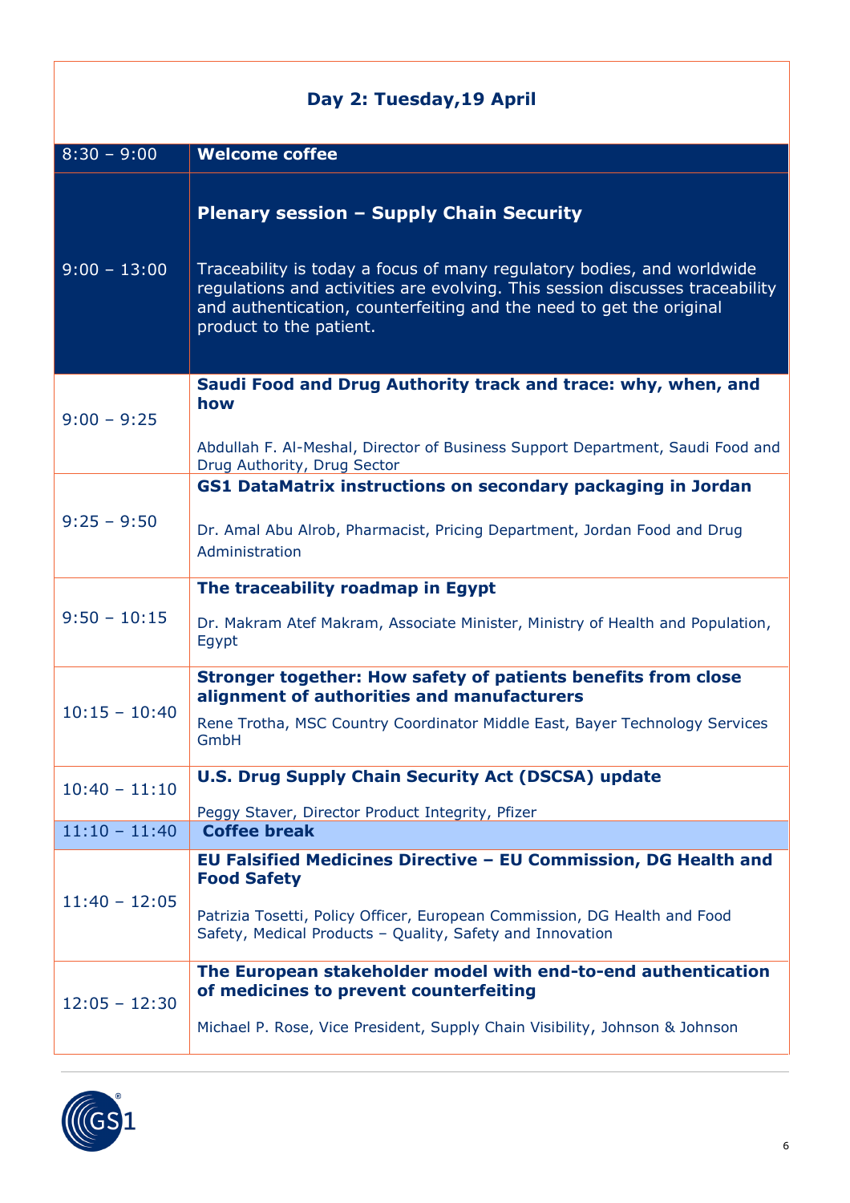## Day 2: Tuesday,19 April

| Time | Session |
|---|---|
| 8:30 – 9:00 | **Welcome coffee** |
| 9:00 – 13:00 | **Plenary session – Supply Chain Security**<br><br>Traceability is today a focus of many regulatory bodies, and worldwide regulations and activities are evolving. This session discusses traceability and authentication, counterfeiting and the need to get the original product to the patient. |
| 9:00 – 9:25 | **Saudi Food and Drug Authority track and trace: why, when, and how**<br><br>Abdullah F. Al-Meshal, Director of Business Support Department, Saudi Food and Drug Authority, Drug Sector |
| 9:25 – 9:50 | **GS1 DataMatrix instructions on secondary packaging in Jordan**<br><br>Dr. Amal Abu Alrob, Pharmacist, Pricing Department, Jordan Food and Drug Administration |
| 9:50 – 10:15 | **The traceability roadmap in Egypt**<br><br>Dr. Makram Atef Makram, Associate Minister, Ministry of Health and Population, Egypt |
| 10:15 – 10:40 | **Stronger together: How safety of patients benefits from close alignment of authorities and manufacturers**<br><br>Rene Trotha, MSC Country Coordinator Middle East, Bayer Technology Services GmbH |
| 10:40 – 11:10 | **U.S. Drug Supply Chain Security Act (DSCSA) update**<br><br>Peggy Staver, Director Product Integrity, Pfizer |
| 11:10 – 11:40 | **Coffee break** |
| 11:40 – 12:05 | **EU Falsified Medicines Directive – EU Commission, DG Health and Food Safety**<br><br>Patrizia Tosetti, Policy Officer, European Commission, DG Health and Food Safety, Medical Products – Quality, Safety and Innovation |
| 12:05 – 12:30 | **The European stakeholder model with end-to-end authentication of medicines to prevent counterfeiting**<br><br>Michael P. Rose, Vice President, Supply Chain Visibility, Johnson & Johnson |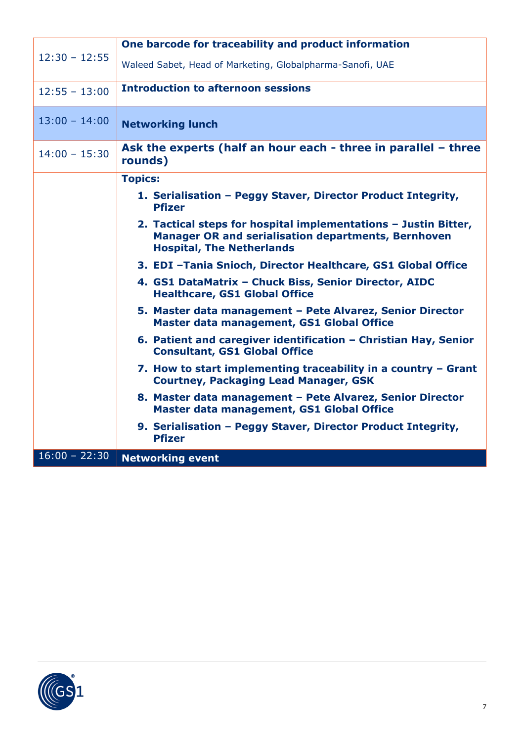| | |
|---|---|
| 12:30 – 12:55 | **One barcode for traceability and product information**<br>Waleed Sabet, Head of Marketing, Globalpharma-Sanofi, UAE |
| 12:55 – 13:00 | **Introduction to afternoon sessions** |
| 13:00 – 14:00 | **Networking lunch** |
| 14:00 – 15:30 | **Ask the experts (half an hour each - three in parallel – three rounds)** |
| | **Topics:**<br>1. **Serialisation – Peggy Staver, Director Product Integrity, Pfizer**<br>2. **Tactical steps for hospital implementations – Justin Bitter, Manager OR and serialisation departments, Bernhoven Hospital, The Netherlands**<br>3. **EDI –Tania Snioch, Director Healthcare, GS1 Global Office**<br>4. **GS1 DataMatrix – Chuck Biss, Senior Director, AIDC Healthcare, GS1 Global Office**<br>5. **Master data management – Pete Alvarez, Senior Director Master data management, GS1 Global Office**<br>6. **Patient and caregiver identification – Christian Hay, Senior Consultant, GS1 Global Office**<br>7. **How to start implementing traceability in a country – Grant Courtney, Packaging Lead Manager, GSK**<br>8. **Master data management – Pete Alvarez, Senior Director Master data management, GS1 Global Office**<br>9. **Serialisation – Peggy Staver, Director Product Integrity, Pfizer** |
| 16:00 – 22:30 | **Networking event** |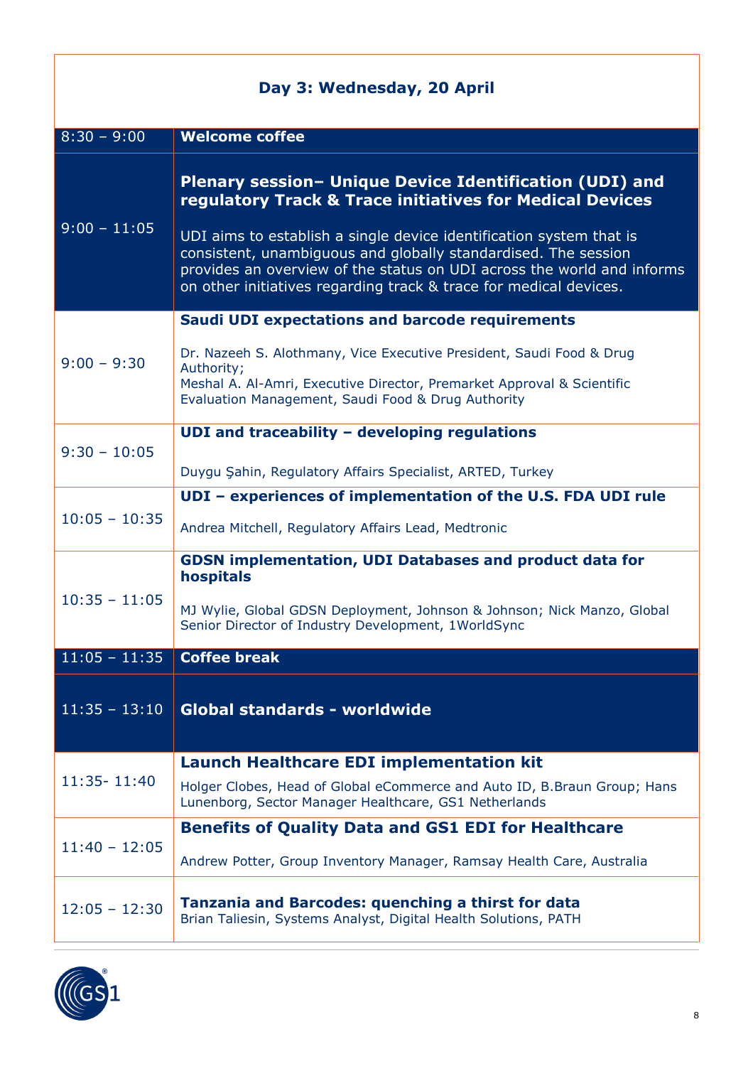## Day 3: Wednesday, 20 April

| Time | Session |
| --- | --- |
| 8:30 – 9:00 | **Welcome coffee** |
| 9:00 – 11:05 | **Plenary session– Unique Device Identification (UDI) and regulatory Track & Trace initiatives for Medical Devices**<br><br>UDI aims to establish a single device identification system that is consistent, unambiguous and globally standardised. The session provides an overview of the status on UDI across the world and informs on other initiatives regarding track & trace for medical devices. |
| 9:00 – 9:30 | **Saudi UDI expectations and barcode requirements**<br><br>Dr. Nazeeh S. Alothmany, Vice Executive President, Saudi Food & Drug Authority;<br>Meshal A. Al-Amri, Executive Director, Premarket Approval & Scientific Evaluation Management, Saudi Food & Drug Authority |
| 9:30 – 10:05 | **UDI and traceability – developing regulations**<br><br>Duygu Şahin, Regulatory Affairs Specialist, ARTED, Turkey |
| 10:05 – 10:35 | **UDI – experiences of implementation of the U.S. FDA UDI rule**<br><br>Andrea Mitchell, Regulatory Affairs Lead, Medtronic |
| 10:35 – 11:05 | **GDSN implementation, UDI Databases and product data for hospitals**<br><br>MJ Wylie, Global GDSN Deployment, Johnson & Johnson; Nick Manzo, Global Senior Director of Industry Development, 1WorldSync |
| 11:05 – 11:35 | **Coffee break** |
| 11:35 – 13:10 | **Global standards - worldwide** |
| 11:35- 11:40 | **Launch Healthcare EDI implementation kit**<br><br>Holger Clobes, Head of Global eCommerce and Auto ID, B.Braun Group; Hans Lunenborg, Sector Manager Healthcare, GS1 Netherlands |
| 11:40 – 12:05 | **Benefits of Quality Data and GS1 EDI for Healthcare**<br><br>Andrew Potter, Group Inventory Manager, Ramsay Health Care, Australia |
| 12:05 – 12:30 | **Tanzania and Barcodes: quenching a thirst for data**<br>Brian Taliesin, Systems Analyst, Digital Health Solutions, PATH |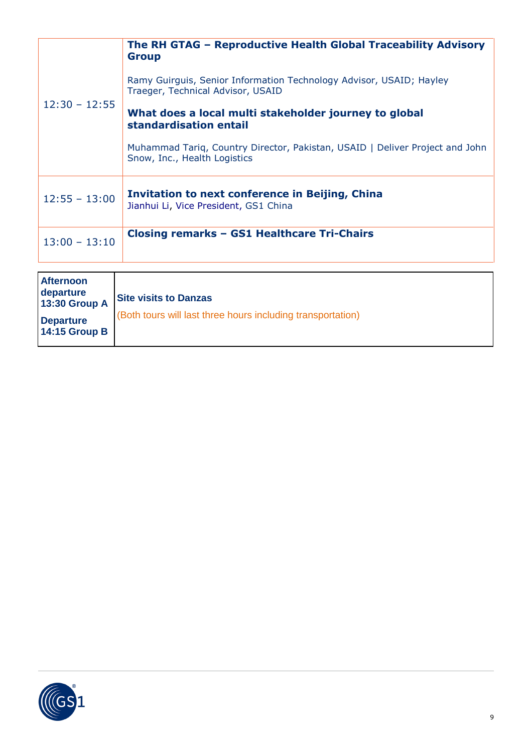| | |
|---|---|
| 12:30 – 12:55 | **The RH GTAG – Reproductive Health Global Traceability Advisory Group**<br><br>Ramy Guirguis, Senior Information Technology Advisor, USAID; Hayley Traeger, Technical Advisor, USAID<br><br>**What does a local multi stakeholder journey to global standardisation entail**<br><br>Muhammad Tariq, Country Director, Pakistan, USAID \| Deliver Project and John Snow, Inc., Health Logistics |
| 12:55 – 13:00 | **Invitation to next conference in Beijing, China**<br>Jianhui Li, Vice President, GS1 China |
| 13:00 – 13:10 | **Closing remarks – GS1 Healthcare Tri-Chairs** |

| | |
|---|---|
| **Afternoon departure 13:30 Group A**<br><br>**Departure 14:15 Group B** | **Site visits to Danzas**<br><br>(Both tours will last three hours including transportation) |